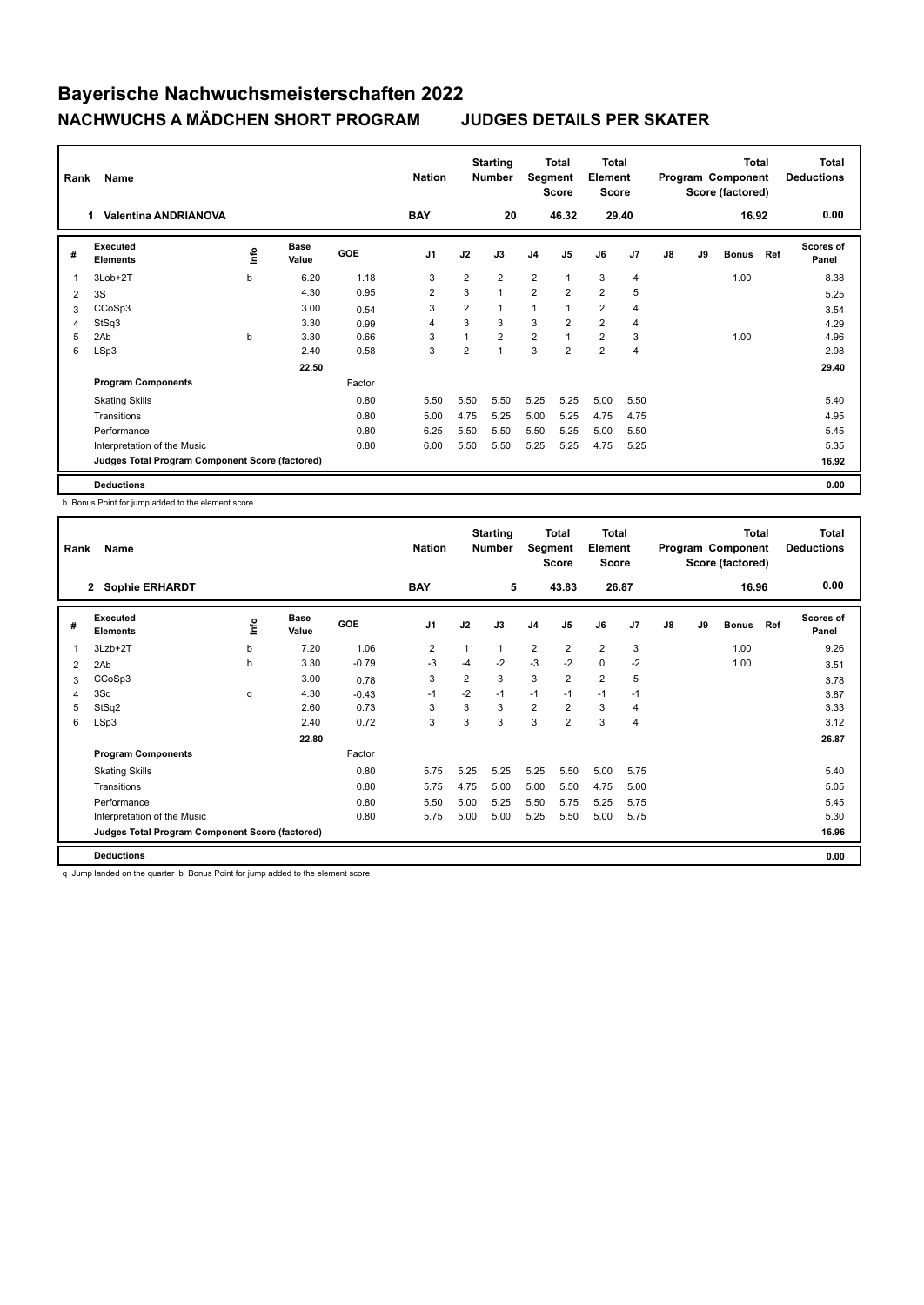# Bayerische Nachwuchsmeisterschaften 2022

## NACHWUCHS A MÄDCHEN SHORT PROGRAM JUDGES DETAILS PER SKATER

| Rank | Name | Nation | Starting Number | Total Segment Score | Total Element Score | Total Program Component Score (factored) | Total Deductions |
|---|---|---|---|---|---|---|---|
| 1 | Valentina ANDRIANOVA | BAY | 20 | 46.32 | 29.40 | 16.92 | 0.00 |

| # | Executed Elements | Info | Base Value | GOE | J1 | J2 | J3 | J4 | J5 | J6 | J7 | J8 | J9 | Bonus | Ref | Scores of Panel |
|---|---|---|---|---|---|---|---|---|---|---|---|---|---|---|---|---|
| 1 | 3Lob+2T | b | 6.20 | 1.18 | 3 | 2 | 2 | 2 | 1 | 3 | 4 | | | 1.00 | | 8.38 |
| 2 | 3S | | 4.30 | 0.95 | 2 | 3 | 1 | 2 | 2 | 2 | 5 | | | | | 5.25 |
| 3 | CCoSp3 | | 3.00 | 0.54 | 3 | 2 | 1 | 1 | 1 | 2 | 4 | | | | | 3.54 |
| 4 | StSq3 | | 3.30 | 0.99 | 4 | 3 | 3 | 3 | 2 | 2 | 4 | | | | | 4.29 |
| 5 | 2Ab | b | 3.30 | 0.66 | 3 | 1 | 2 | 2 | 1 | 2 | 3 | | | 1.00 | | 4.96 |
| 6 | LSp3 | | 2.40 | 0.58 | 3 | 2 | 1 | 3 | 2 | 2 | 4 | | | | | 2.98 |
| | | | 22.50 | | | | | | | | | | | | | 29.40 |
| | **Program Components** | | | Factor | | | | | | | | | | | | |
| | Skating Skills | | | 0.80 | 5.50 | 5.50 | 5.50 | 5.25 | 5.25 | 5.00 | 5.50 | | | | | 5.40 |
| | Transitions | | | 0.80 | 5.00 | 4.75 | 5.25 | 5.00 | 5.25 | 4.75 | 4.75 | | | | | 4.95 |
| | Performance | | | 0.80 | 6.25 | 5.50 | 5.50 | 5.50 | 5.25 | 5.00 | 5.50 | | | | | 5.45 |
| | Interpretation of the Music | | | 0.80 | 6.00 | 5.50 | 5.50 | 5.25 | 5.25 | 4.75 | 5.25 | | | | | 5.35 |
| | **Judges Total Program Component Score (factored)** | | | | | | | | | | | | | | | 16.92 |
| | **Deductions** | | | | | | | | | | | | | | | 0.00 |

b Bonus Point for jump added to the element score

| Rank | Name | Nation | Starting Number | Total Segment Score | Total Element Score | Total Program Component Score (factored) | Total Deductions |
|---|---|---|---|---|---|---|---|
| 2 | Sophie ERHARDT | BAY | 5 | 43.83 | 26.87 | 16.96 | 0.00 |

| # | Executed Elements | Info | Base Value | GOE | J1 | J2 | J3 | J4 | J5 | J6 | J7 | J8 | J9 | Bonus | Ref | Scores of Panel |
|---|---|---|---|---|---|---|---|---|---|---|---|---|---|---|---|---|
| 1 | 3Lzb+2T | b | 7.20 | 1.06 | 2 | 1 | 1 | 2 | 2 | 2 | 3 | | | 1.00 | | 9.26 |
| 2 | 2Ab | b | 3.30 | -0.79 | -3 | -4 | -2 | -3 | -2 | 0 | -2 | | | 1.00 | | 3.51 |
| 3 | CCoSp3 | | 3.00 | 0.78 | 3 | 2 | 3 | 3 | 2 | 2 | 5 | | | | | 3.78 |
| 4 | 3Sq | q | 4.30 | -0.43 | -1 | -2 | -1 | -1 | -1 | -1 | -1 | | | | | 3.87 |
| 5 | StSq2 | | 2.60 | 0.73 | 3 | 3 | 3 | 2 | 2 | 3 | 4 | | | | | 3.33 |
| 6 | LSp3 | | 2.40 | 0.72 | 3 | 3 | 3 | 3 | 2 | 3 | 4 | | | | | 3.12 |
| | | | 22.80 | | | | | | | | | | | | | 26.87 |
| | **Program Components** | | | Factor | | | | | | | | | | | | |
| | Skating Skills | | | 0.80 | 5.75 | 5.25 | 5.25 | 5.25 | 5.50 | 5.00 | 5.75 | | | | | 5.40 |
| | Transitions | | | 0.80 | 5.75 | 4.75 | 5.00 | 5.00 | 5.50 | 4.75 | 5.00 | | | | | 5.05 |
| | Performance | | | 0.80 | 5.50 | 5.00 | 5.25 | 5.50 | 5.75 | 5.25 | 5.75 | | | | | 5.45 |
| | Interpretation of the Music | | | 0.80 | 5.75 | 5.00 | 5.00 | 5.25 | 5.50 | 5.00 | 5.75 | | | | | 5.30 |
| | **Judges Total Program Component Score (factored)** | | | | | | | | | | | | | | | 16.96 |
| | **Deductions** | | | | | | | | | | | | | | | 0.00 |

q Jump landed on the quarter b Bonus Point for jump added to the element score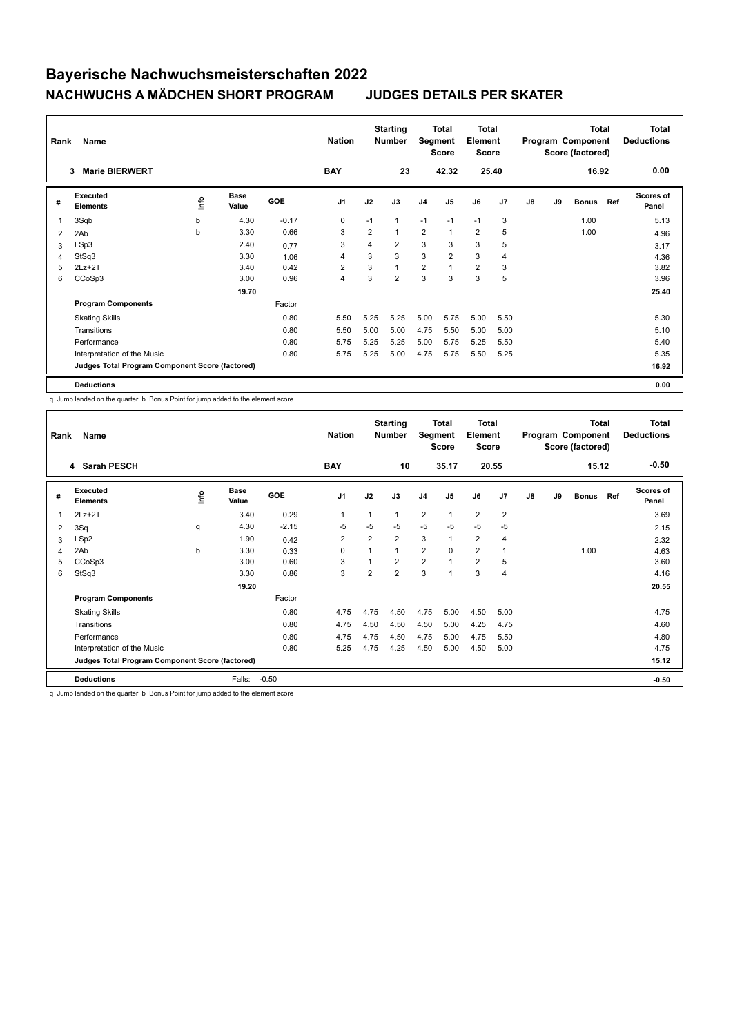# Bayerische Nachwuchsmeisterschaften 2022

## NACHWUCHS A MÄDCHEN SHORT PROGRAM JUDGES DETAILS PER SKATER

| Rank | Name | Nation | Starting Number | Total Segment Score | Total Element Score | Total Program Component Score (factored) | Total Deductions |
|---|---|---|---|---|---|---|---|
| 3 | Marie BIERWERT | BAY | 23 | 42.32 | 25.40 | 16.92 | 0.00 |

| # | Executed Elements | Info | Base Value | GOE | J1 | J2 | J3 | J4 | J5 | J6 | J7 | J8 | J9 | Bonus | Ref | Scores of Panel |
|---|---|---|---|---|---|---|---|---|---|---|---|---|---|---|---|---|
| 1 | 3Sqb | b | 4.30 | -0.17 | 0 | -1 | 1 | -1 | -1 | -1 | 3 | | | 1.00 | | 5.13 |
| 2 | 2Ab | b | 3.30 | 0.66 | 3 | 2 | 1 | 2 | 1 | 2 | 5 | | | 1.00 | | 4.96 |
| 3 | LSp3 | | 2.40 | 0.77 | 3 | 4 | 2 | 3 | 3 | 3 | 5 | | | | | 3.17 |
| 4 | StSq3 | | 3.30 | 1.06 | 4 | 3 | 3 | 3 | 2 | 3 | 4 | | | | | 4.36 |
| 5 | 2Lz+2T | | 3.40 | 0.42 | 2 | 3 | 1 | 2 | 1 | 2 | 3 | | | | | 3.82 |
| 6 | CCoSp3 | | 3.00 | 0.96 | 4 | 3 | 2 | 3 | 3 | 3 | 5 | | | | | 3.96 |
| | | | 19.70 | | | | | | | | | | | | | 25.40 |
| | **Program Components** | | | Factor | | | | | | | | | | | | |
| | Skating Skills | | | 0.80 | 5.50 | 5.25 | 5.25 | 5.00 | 5.75 | 5.00 | 5.50 | | | | | 5.30 |
| | Transitions | | | 0.80 | 5.50 | 5.00 | 5.00 | 4.75 | 5.50 | 5.00 | 5.00 | | | | | 5.10 |
| | Performance | | | 0.80 | 5.75 | 5.25 | 5.25 | 5.00 | 5.75 | 5.25 | 5.50 | | | | | 5.40 |
| | Interpretation of the Music | | | 0.80 | 5.75 | 5.25 | 5.00 | 4.75 | 5.75 | 5.50 | 5.25 | | | | | 5.35 |
| | **Judges Total Program Component Score (factored)** | | | | | | | | | | | | | | | 16.92 |
| | **Deductions** | | | | | | | | | | | | | | | 0.00 |

q Jump landed on the quarter b Bonus Point for jump added to the element score

| Rank | Name | Nation | Starting Number | Total Segment Score | Total Element Score | Total Program Component Score (factored) | Total Deductions |
|---|---|---|---|---|---|---|---|
| 4 | Sarah PESCH | BAY | 10 | 35.17 | 20.55 | 15.12 | -0.50 |

| # | Executed Elements | Info | Base Value | GOE | J1 | J2 | J3 | J4 | J5 | J6 | J7 | J8 | J9 | Bonus | Ref | Scores of Panel |
|---|---|---|---|---|---|---|---|---|---|---|---|---|---|---|---|---|
| 1 | 2Lz+2T | | 3.40 | 0.29 | 1 | 1 | 1 | 2 | 1 | 2 | 2 | | | | | 3.69 |
| 2 | 3Sq | q | 4.30 | -2.15 | -5 | -5 | -5 | -5 | -5 | -5 | -5 | | | | | 2.15 |
| 3 | LSp2 | | 1.90 | 0.42 | 2 | 2 | 2 | 3 | 1 | 2 | 4 | | | | | 2.32 |
| 4 | 2Ab | b | 3.30 | 0.33 | 0 | 1 | 1 | 2 | 0 | 2 | 1 | | | 1.00 | | 4.63 |
| 5 | CCoSp3 | | 3.00 | 0.60 | 3 | 1 | 2 | 2 | 1 | 2 | 5 | | | | | 3.60 |
| 6 | StSq3 | | 3.30 | 0.86 | 3 | 2 | 2 | 3 | 1 | 3 | 4 | | | | | 4.16 |
| | | | 19.20 | | | | | | | | | | | | | 20.55 |
| | **Program Components** | | | Factor | | | | | | | | | | | | |
| | Skating Skills | | | 0.80 | 4.75 | 4.75 | 4.50 | 4.75 | 5.00 | 4.50 | 5.00 | | | | | 4.75 |
| | Transitions | | | 0.80 | 4.75 | 4.50 | 4.50 | 4.50 | 5.00 | 4.25 | 4.75 | | | | | 4.60 |
| | Performance | | | 0.80 | 4.75 | 4.75 | 4.50 | 4.75 | 5.00 | 4.75 | 5.50 | | | | | 4.80 |
| | Interpretation of the Music | | | 0.80 | 5.25 | 4.75 | 4.25 | 4.50 | 5.00 | 4.50 | 5.00 | | | | | 4.75 |
| | **Judges Total Program Component Score (factored)** | | | | | | | | | | | | | | | 15.12 |
| | **Deductions** | | Falls: | -0.50 | | | | | | | | | | | | -0.50 |

q Jump landed on the quarter b Bonus Point for jump added to the element score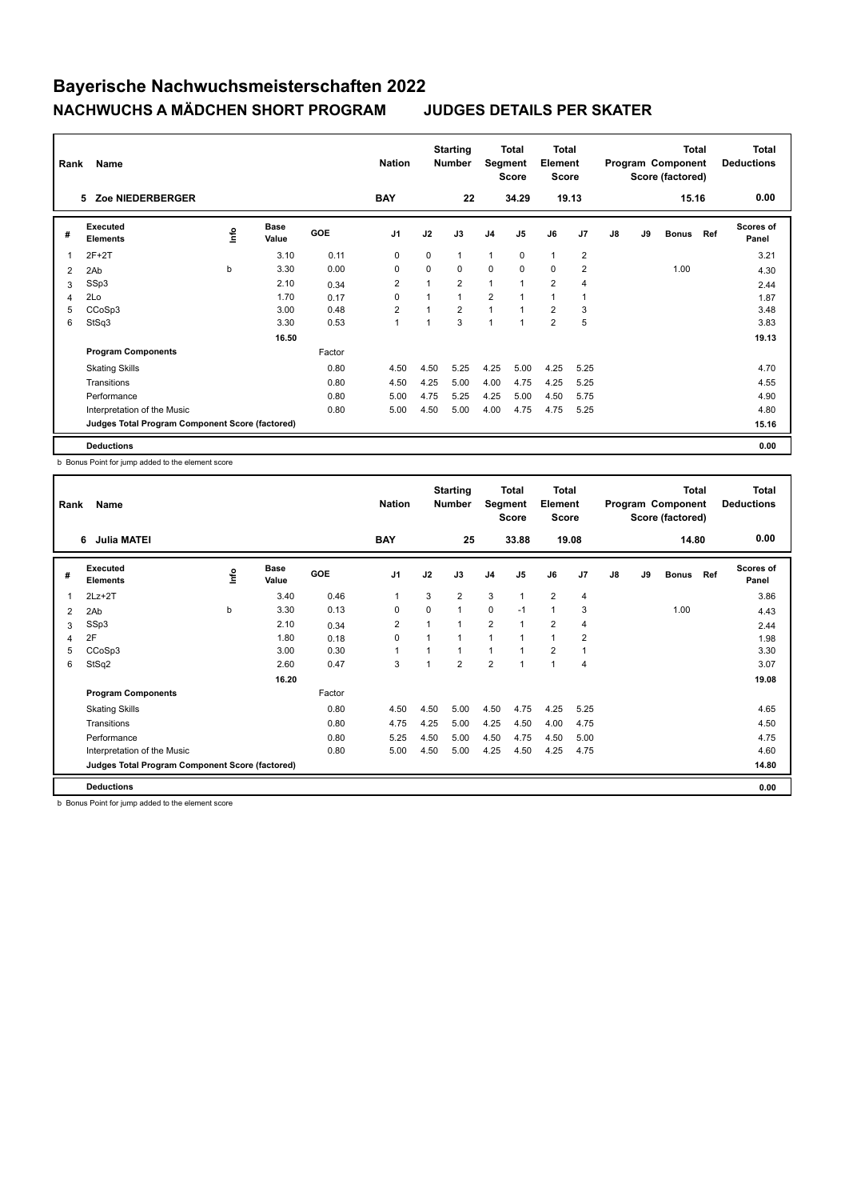# Bayerische Nachwuchsmeisterschaften 2022

## NACHWUCHS A MÄDCHEN SHORT PROGRAM JUDGES DETAILS PER SKATER

| Rank | Name | Nation | Starting Number | Total Segment Score | Total Element Score | Total Program Component Score (factored) | Total Deductions |
|---|---|---|---|---|---|---|---|
| 5 | Zoe NIEDERBERGER | BAY | 22 | 34.29 | 19.13 | 15.16 | 0.00 |

| # | Executed Elements | Info | Base Value | GOE | J1 | J2 | J3 | J4 | J5 | J6 | J7 | J8 | J9 | Bonus | Ref | Scores of Panel |
|---|---|---|---|---|---|---|---|---|---|---|---|---|---|---|---|---|
| 1 | 2F+2T | | 3.10 | 0.11 | 0 | 0 | 1 | 1 | 0 | 1 | 2 | | | | | 3.21 |
| 2 | 2Ab | b | 3.30 | 0.00 | 0 | 0 | 0 | 0 | 0 | 0 | 2 | | | 1.00 | | 4.30 |
| 3 | SSp3 | | 2.10 | 0.34 | 2 | 1 | 2 | 1 | 1 | 2 | 4 | | | | | 2.44 |
| 4 | 2Lo | | 1.70 | 0.17 | 0 | 1 | 1 | 2 | 1 | 1 | 1 | | | | | 1.87 |
| 5 | CCoSp3 | | 3.00 | 0.48 | 2 | 1 | 2 | 1 | 1 | 2 | 3 | | | | | 3.48 |
| 6 | StSq3 | | 3.30 | 0.53 | 1 | 1 | 3 | 1 | 1 | 2 | 5 | | | | | 3.83 |
| | | | 16.50 | | | | | | | | | | | | | 19.13 |
| | **Program Components** | | | Factor | | | | | | | | | | | | |
| | Skating Skills | | | 0.80 | 4.50 | 4.50 | 5.25 | 4.25 | 5.00 | 4.25 | 5.25 | | | | | 4.70 |
| | Transitions | | | 0.80 | 4.50 | 4.25 | 5.00 | 4.00 | 4.75 | 4.25 | 5.25 | | | | | 4.55 |
| | Performance | | | 0.80 | 5.00 | 4.75 | 5.25 | 4.25 | 5.00 | 4.50 | 5.75 | | | | | 4.90 |
| | Interpretation of the Music | | | 0.80 | 5.00 | 4.50 | 5.00 | 4.00 | 4.75 | 4.75 | 5.25 | | | | | 4.80 |
| | **Judges Total Program Component Score (factored)** | | | | | | | | | | | | | | | 15.16 |
| | **Deductions** | | | | | | | | | | | | | | | 0.00 |

b Bonus Point for jump added to the element score

| Rank | Name | Nation | Starting Number | Total Segment Score | Total Element Score | Total Program Component Score (factored) | Total Deductions |
|---|---|---|---|---|---|---|---|
| 6 | Julia MATEI | BAY | 25 | 33.88 | 19.08 | 14.80 | 0.00 |

| # | Executed Elements | Info | Base Value | GOE | J1 | J2 | J3 | J4 | J5 | J6 | J7 | J8 | J9 | Bonus | Ref | Scores of Panel |
|---|---|---|---|---|---|---|---|---|---|---|---|---|---|---|---|---|
| 1 | 2Lz+2T | | 3.40 | 0.46 | 1 | 3 | 2 | 3 | 1 | 2 | 4 | | | | | 3.86 |
| 2 | 2Ab | b | 3.30 | 0.13 | 0 | 0 | 1 | 0 | -1 | 1 | 3 | | | 1.00 | | 4.43 |
| 3 | SSp3 | | 2.10 | 0.34 | 2 | 1 | 1 | 2 | 1 | 2 | 4 | | | | | 2.44 |
| 4 | 2F | | 1.80 | 0.18 | 0 | 1 | 1 | 1 | 1 | 1 | 2 | | | | | 1.98 |
| 5 | CCoSp3 | | 3.00 | 0.30 | 1 | 1 | 1 | 1 | 1 | 2 | 1 | | | | | 3.30 |
| 6 | StSq2 | | 2.60 | 0.47 | 3 | 1 | 2 | 2 | 1 | 1 | 4 | | | | | 3.07 |
| | | | 16.20 | | | | | | | | | | | | | 19.08 |
| | **Program Components** | | | Factor | | | | | | | | | | | | |
| | Skating Skills | | | 0.80 | 4.50 | 4.50 | 5.00 | 4.50 | 4.75 | 4.25 | 5.25 | | | | | 4.65 |
| | Transitions | | | 0.80 | 4.75 | 4.25 | 5.00 | 4.25 | 4.50 | 4.00 | 4.75 | | | | | 4.50 |
| | Performance | | | 0.80 | 5.25 | 4.50 | 5.00 | 4.50 | 4.75 | 4.50 | 5.00 | | | | | 4.75 |
| | Interpretation of the Music | | | 0.80 | 5.00 | 4.50 | 5.00 | 4.25 | 4.50 | 4.25 | 4.75 | | | | | 4.60 |
| | **Judges Total Program Component Score (factored)** | | | | | | | | | | | | | | | 14.80 |
| | **Deductions** | | | | | | | | | | | | | | | 0.00 |

b Bonus Point for jump added to the element score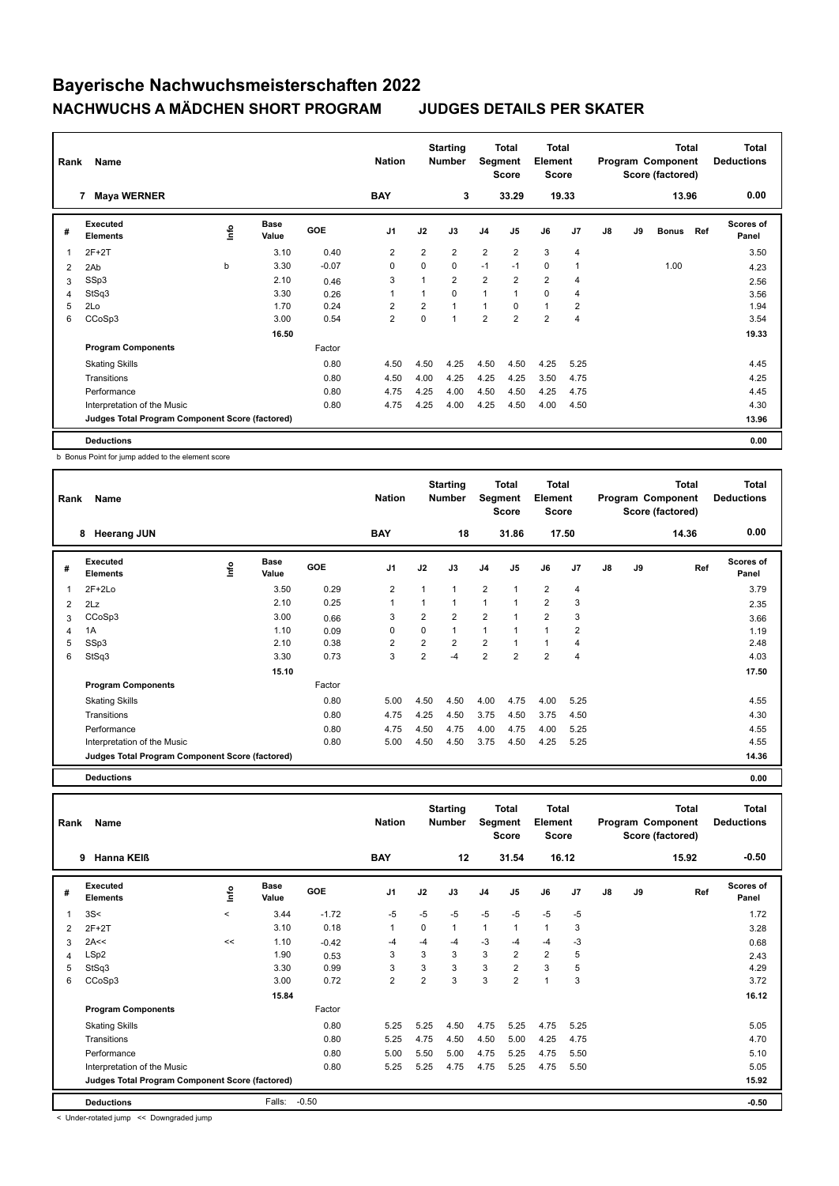# Bayerische Nachwuchsmeisterschaften 2022

## NACHWUCHS A MÄDCHEN SHORT PROGRAM JUDGES DETAILS PER SKATER

| Rank | Name | Nation | Starting Number | Total Segment Score | Total Element Score | Total Program Component Score (factored) | Total Deductions |
|---|---|---|---|---|---|---|---|
| 7 | Maya WERNER | BAY | 3 | 33.29 | 19.33 | 13.96 | 0.00 |

| # | Executed Elements | Info | Base Value | GOE | J1 | J2 | J3 | J4 | J5 | J6 | J7 | J8 | J9 | Bonus | Ref | Scores of Panel |
|---|---|---|---|---|---|---|---|---|---|---|---|---|---|---|---|---|
| 1 | 2F+2T | | 3.10 | 0.40 | 2 | 2 | 2 | 2 | 2 | 3 | 4 | | | | | 3.50 |
| 2 | 2Ab | b | 3.30 | -0.07 | 0 | 0 | 0 | -1 | -1 | 0 | 1 | | | 1.00 | | 4.23 |
| 3 | SSp3 | | 2.10 | 0.46 | 3 | 1 | 2 | 2 | 2 | 2 | 4 | | | | | 2.56 |
| 4 | StSq3 | | 3.30 | 0.26 | 1 | 1 | 0 | 1 | 1 | 0 | 4 | | | | | 3.56 |
| 5 | 2Lo | | 1.70 | 0.24 | 2 | 2 | 1 | 1 | 0 | 1 | 2 | | | | | 1.94 |
| 6 | CCoSp3 | | 3.00 | 0.54 | 2 | 0 | 1 | 2 | 2 | 2 | 4 | | | | | 3.54 |
| | | | 16.50 | | | | | | | | | | | | | 19.33 |
| | **Program Components** | | | Factor | | | | | | | | | | | | |
| | Skating Skills | | | 0.80 | 4.50 | 4.50 | 4.25 | 4.50 | 4.50 | 4.25 | 5.25 | | | | | 4.45 |
| | Transitions | | | 0.80 | 4.50 | 4.00 | 4.25 | 4.25 | 4.25 | 3.50 | 4.75 | | | | | 4.25 |
| | Performance | | | 0.80 | 4.75 | 4.25 | 4.00 | 4.50 | 4.50 | 4.25 | 4.75 | | | | | 4.45 |
| | Interpretation of the Music | | | 0.80 | 4.75 | 4.25 | 4.00 | 4.25 | 4.50 | 4.00 | 4.50 | | | | | 4.30 |
| | **Judges Total Program Component Score (factored)** | | | | | | | | | | | | | | | 13.96 |
| | **Deductions** | | | | | | | | | | | | | | | 0.00 |

b Bonus Point for jump added to the element score

| Rank | Name | Nation | Starting Number | Total Segment Score | Total Element Score | Total Program Component Score (factored) | Total Deductions |
|---|---|---|---|---|---|---|---|
| 8 | Heerang JUN | BAY | 18 | 31.86 | 17.50 | 14.36 | 0.00 |

| # | Executed Elements | Info | Base Value | GOE | J1 | J2 | J3 | J4 | J5 | J6 | J7 | J8 | J9 | Ref | Scores of Panel |
|---|---|---|---|---|---|---|---|---|---|---|---|---|---|---|---|
| 1 | 2F+2Lo | | 3.50 | 0.29 | 2 | 1 | 1 | 2 | 1 | 2 | 4 | | | | 3.79 |
| 2 | 2Lz | | 2.10 | 0.25 | 1 | 1 | 1 | 1 | 1 | 2 | 3 | | | | 2.35 |
| 3 | CCoSp3 | | 3.00 | 0.66 | 3 | 2 | 2 | 2 | 1 | 2 | 3 | | | | 3.66 |
| 4 | 1A | | 1.10 | 0.09 | 0 | 0 | 1 | 1 | 1 | 1 | 2 | | | | 1.19 |
| 5 | SSp3 | | 2.10 | 0.38 | 2 | 2 | 2 | 2 | 1 | 1 | 4 | | | | 2.48 |
| 6 | StSq3 | | 3.30 | 0.73 | 3 | 2 | -4 | 2 | 2 | 2 | 4 | | | | 4.03 |
| | | | 15.10 | | | | | | | | | | | | 17.50 |
| | **Program Components** | | | Factor | | | | | | | | | | | |
| | Skating Skills | | | 0.80 | 5.00 | 4.50 | 4.50 | 4.00 | 4.75 | 4.00 | 5.25 | | | | 4.55 |
| | Transitions | | | 0.80 | 4.75 | 4.25 | 4.50 | 3.75 | 4.50 | 3.75 | 4.50 | | | | 4.30 |
| | Performance | | | 0.80 | 4.75 | 4.50 | 4.75 | 4.00 | 4.75 | 4.00 | 5.25 | | | | 4.55 |
| | Interpretation of the Music | | | 0.80 | 5.00 | 4.50 | 4.50 | 3.75 | 4.50 | 4.25 | 5.25 | | | | 4.55 |
| | **Judges Total Program Component Score (factored)** | | | | | | | | | | | | | | 14.36 |
| | **Deductions** | | | | | | | | | | | | | | 0.00 |

| Rank | Name | Nation | Starting Number | Total Segment Score | Total Element Score | Total Program Component Score (factored) | Total Deductions |
|---|---|---|---|---|---|---|---|
| 9 | Hanna KEIß | BAY | 12 | 31.54 | 16.12 | 15.92 | -0.50 |

| # | Executed Elements | Info | Base Value | GOE | J1 | J2 | J3 | J4 | J5 | J6 | J7 | J8 | J9 | Ref | Scores of Panel |
|---|---|---|---|---|---|---|---|---|---|---|---|---|---|---|---|
| 1 | 3S< | < | 3.44 | -1.72 | -5 | -5 | -5 | -5 | -5 | -5 | -5 | | | | 1.72 |
| 2 | 2F+2T | | 3.10 | 0.18 | 1 | 0 | 1 | 1 | 1 | 1 | 3 | | | | 3.28 |
| 3 | 2A<< | << | 1.10 | -0.42 | -4 | -4 | -4 | -3 | -4 | -4 | -3 | | | | 0.68 |
| 4 | LSp2 | | 1.90 | 0.53 | 3 | 3 | 3 | 3 | 2 | 2 | 5 | | | | 2.43 |
| 5 | StSq3 | | 3.30 | 0.99 | 3 | 3 | 3 | 3 | 2 | 3 | 5 | | | | 4.29 |
| 6 | CCoSp3 | | 3.00 | 0.72 | 2 | 2 | 3 | 3 | 2 | 1 | 3 | | | | 3.72 |
| | | | 15.84 | | | | | | | | | | | | 16.12 |
| | **Program Components** | | | Factor | | | | | | | | | | | |
| | Skating Skills | | | 0.80 | 5.25 | 5.25 | 4.50 | 4.75 | 5.25 | 4.75 | 5.25 | | | | 5.05 |
| | Transitions | | | 0.80 | 5.25 | 4.75 | 4.50 | 4.50 | 5.00 | 4.25 | 4.75 | | | | 4.70 |
| | Performance | | | 0.80 | 5.00 | 5.50 | 5.00 | 4.75 | 5.25 | 4.75 | 5.50 | | | | 5.10 |
| | Interpretation of the Music | | | 0.80 | 5.25 | 5.25 | 4.75 | 4.75 | 5.25 | 4.75 | 5.50 | | | | 5.05 |
| | **Judges Total Program Component Score (factored)** | | | | | | | | | | | | | | 15.92 |
| | **Deductions** | | Falls: | -0.50 | | | | | | | | | | | -0.50 |

< Under-rotated jump << Downgraded jump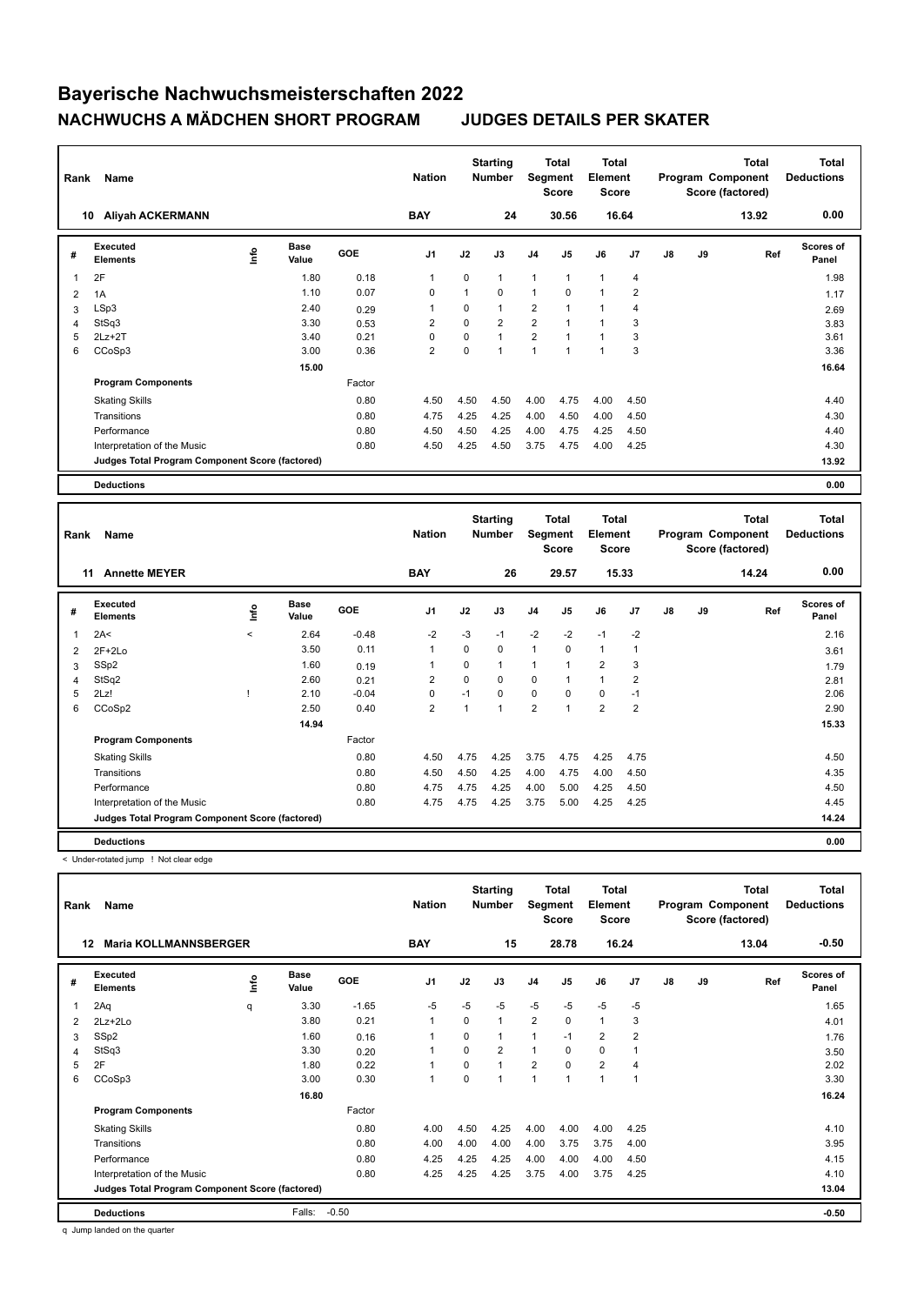# Bayerische Nachwuchsmeisterschaften 2022

## NACHWUCHS A MÄDCHEN SHORT PROGRAM JUDGES DETAILS PER SKATER

| Rank | Name | Nation | Starting Number | Total Segment Score | Total Element Score | Total Program Component Score (factored) | Total Deductions |
|---|---|---|---|---|---|---|---|
| 10 | Aliyah ACKERMANN | BAY | 24 | 30.56 | 16.64 | 13.92 | 0.00 |

| # | Executed Elements | Info | Base Value | GOE | J1 | J2 | J3 | J4 | J5 | J6 | J7 | J8 | J9 | Ref | Scores of Panel |
|---|---|---|---|---|---|---|---|---|---|---|---|---|---|---|---|
| 1 | 2F | | 1.80 | 0.18 | 1 | 0 | 1 | 1 | 1 | 1 | 4 | | | | 1.98 |
| 2 | 1A | | 1.10 | 0.07 | 0 | 1 | 0 | 1 | 0 | 1 | 2 | | | | 1.17 |
| 3 | LSp3 | | 2.40 | 0.29 | 1 | 0 | 1 | 2 | 1 | 1 | 4 | | | | 2.69 |
| 4 | StSq3 | | 3.30 | 0.53 | 2 | 0 | 2 | 2 | 1 | 1 | 3 | | | | 3.83 |
| 5 | 2Lz+2T | | 3.40 | 0.21 | 0 | 0 | 1 | 2 | 1 | 1 | 3 | | | | 3.61 |
| 6 | CCoSp3 | | 3.00 | 0.36 | 2 | 0 | 1 | 1 | 1 | 1 | 3 | | | | 3.36 |
| | | | 15.00 | | | | | | | | | | | | 16.64 |
| | **Program Components** | | | Factor | | | | | | | | | | | |
| | Skating Skills | | | 0.80 | 4.50 | 4.50 | 4.50 | 4.00 | 4.75 | 4.00 | 4.50 | | | | 4.40 |
| | Transitions | | | 0.80 | 4.75 | 4.25 | 4.25 | 4.00 | 4.50 | 4.00 | 4.50 | | | | 4.30 |
| | Performance | | | 0.80 | 4.50 | 4.50 | 4.25 | 4.00 | 4.75 | 4.25 | 4.50 | | | | 4.40 |
| | Interpretation of the Music | | | 0.80 | 4.50 | 4.25 | 4.50 | 3.75 | 4.75 | 4.00 | 4.25 | | | | 4.30 |
| | **Judges Total Program Component Score (factored)** | | | | | | | | | | | | | | 13.92 |
| | **Deductions** | | | | | | | | | | | | | | 0.00 |

| Rank | Name | Nation | Starting Number | Total Segment Score | Total Element Score | Total Program Component Score (factored) | Total Deductions |
|---|---|---|---|---|---|---|---|
| 11 | Annette MEYER | BAY | 26 | 29.57 | 15.33 | 14.24 | 0.00 |

| # | Executed Elements | Info | Base Value | GOE | J1 | J2 | J3 | J4 | J5 | J6 | J7 | J8 | J9 | Ref | Scores of Panel |
|---|---|---|---|---|---|---|---|---|---|---|---|---|---|---|---|
| 1 | 2A< | < | 2.64 | -0.48 | -2 | -3 | -1 | -2 | -2 | -1 | -2 | | | | 2.16 |
| 2 | 2F+2Lo | | 3.50 | 0.11 | 1 | 0 | 0 | 1 | 0 | 1 | 1 | | | | 3.61 |
| 3 | SSp2 | | 1.60 | 0.19 | 1 | 0 | 1 | 1 | 1 | 2 | 3 | | | | 1.79 |
| 4 | StSq2 | | 2.60 | 0.21 | 2 | 0 | 0 | 0 | 1 | 1 | 2 | | | | 2.81 |
| 5 | 2Lz! | ! | 2.10 | -0.04 | 0 | -1 | 0 | 0 | 0 | 0 | -1 | | | | 2.06 |
| 6 | CCoSp2 | | 2.50 | 0.40 | 2 | 1 | 1 | 2 | 1 | 2 | 2 | | | | 2.90 |
| | | | 14.94 | | | | | | | | | | | | 15.33 |
| | **Program Components** | | | Factor | | | | | | | | | | | |
| | Skating Skills | | | 0.80 | 4.50 | 4.75 | 4.25 | 3.75 | 4.75 | 4.25 | 4.75 | | | | 4.50 |
| | Transitions | | | 0.80 | 4.50 | 4.50 | 4.25 | 4.00 | 4.75 | 4.00 | 4.50 | | | | 4.35 |
| | Performance | | | 0.80 | 4.75 | 4.75 | 4.25 | 4.00 | 5.00 | 4.25 | 4.50 | | | | 4.50 |
| | Interpretation of the Music | | | 0.80 | 4.75 | 4.75 | 4.25 | 3.75 | 5.00 | 4.25 | 4.25 | | | | 4.45 |
| | **Judges Total Program Component Score (factored)** | | | | | | | | | | | | | | 14.24 |
| | **Deductions** | | | | | | | | | | | | | | 0.00 |

< Under-rotated jump ! Not clear edge

| Rank | Name | Nation | Starting Number | Total Segment Score | Total Element Score | Total Program Component Score (factored) | Total Deductions |
|---|---|---|---|---|---|---|---|
| 12 | Maria KOLLMANNSBERGER | BAY | 15 | 28.78 | 16.24 | 13.04 | -0.50 |

| # | Executed Elements | Info | Base Value | GOE | J1 | J2 | J3 | J4 | J5 | J6 | J7 | J8 | J9 | Ref | Scores of Panel |
|---|---|---|---|---|---|---|---|---|---|---|---|---|---|---|---|
| 1 | 2Aq | q | 3.30 | -1.65 | -5 | -5 | -5 | -5 | -5 | -5 | -5 | | | | 1.65 |
| 2 | 2Lz+2Lo | | 3.80 | 0.21 | 1 | 0 | 1 | 2 | 0 | 1 | 3 | | | | 4.01 |
| 3 | SSp2 | | 1.60 | 0.16 | 1 | 0 | 1 | 1 | -1 | 2 | 2 | | | | 1.76 |
| 4 | StSq3 | | 3.30 | 0.20 | 1 | 0 | 2 | 1 | 0 | 0 | 1 | | | | 3.50 |
| 5 | 2F | | 1.80 | 0.22 | 1 | 0 | 1 | 2 | 0 | 2 | 4 | | | | 2.02 |
| 6 | CCoSp3 | | 3.00 | 0.30 | 1 | 0 | 1 | 1 | 1 | 1 | 1 | | | | 3.30 |
| | | | 16.80 | | | | | | | | | | | | 16.24 |
| | **Program Components** | | | Factor | | | | | | | | | | | |
| | Skating Skills | | | 0.80 | 4.00 | 4.50 | 4.25 | 4.00 | 4.00 | 4.00 | 4.25 | | | | 4.10 |
| | Transitions | | | 0.80 | 4.00 | 4.00 | 4.00 | 4.00 | 3.75 | 3.75 | 4.00 | | | | 3.95 |
| | Performance | | | 0.80 | 4.25 | 4.25 | 4.25 | 4.00 | 4.00 | 4.00 | 4.50 | | | | 4.15 |
| | Interpretation of the Music | | | 0.80 | 4.25 | 4.25 | 4.25 | 3.75 | 4.00 | 3.75 | 4.25 | | | | 4.10 |
| | **Judges Total Program Component Score (factored)** | | | | | | | | | | | | | | 13.04 |
| | **Deductions** | | Falls: | -0.50 | | | | | | | | | | | -0.50 |

q Jump landed on the quarter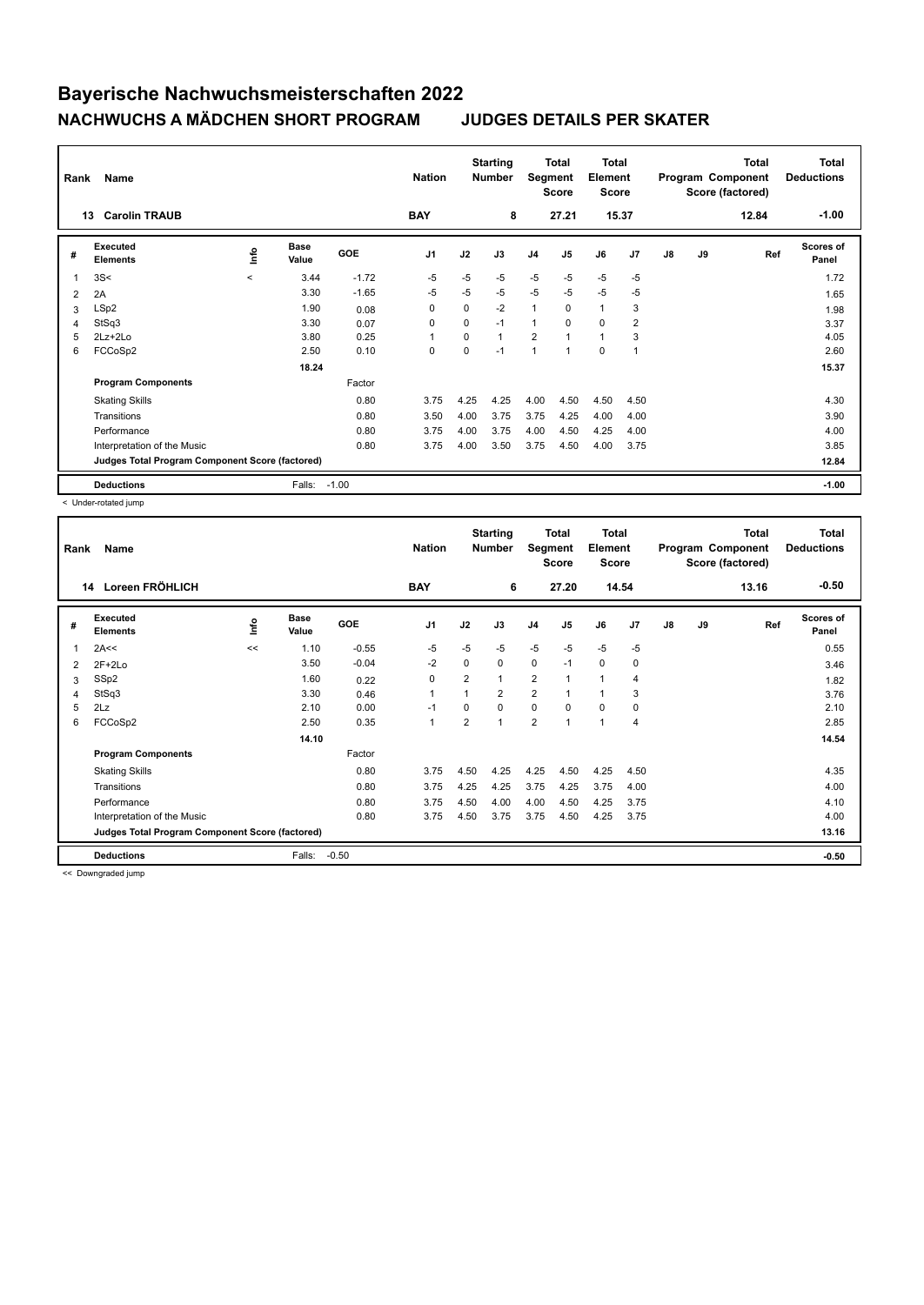# Bayerische Nachwuchsmeisterschaften 2022

## NACHWUCHS A MÄDCHEN SHORT PROGRAM JUDGES DETAILS PER SKATER

| Rank | Name | Nation | Starting Number | Total Segment Score | Total Element Score | Total Program Component Score (factored) | Total Deductions |
|---|---|---|---|---|---|---|---|
| 13 | Carolin TRAUB | BAY | 8 | 27.21 | 15.37 | 12.84 | -1.00 |

| # | Executed Elements | Info | Base Value | GOE | J1 | J2 | J3 | J4 | J5 | J6 | J7 | J8 | J9 | Ref | Scores of Panel |
|---|---|---|---|---|---|---|---|---|---|---|---|---|---|---|---|
| 1 | 3S< | < | 3.44 | -1.72 | -5 | -5 | -5 | -5 | -5 | -5 | -5 | | | | 1.72 |
| 2 | 2A | | 3.30 | -1.65 | -5 | -5 | -5 | -5 | -5 | -5 | -5 | | | | 1.65 |
| 3 | LSp2 | | 1.90 | 0.08 | 0 | 0 | -2 | 1 | 0 | 1 | 3 | | | | 1.98 |
| 4 | StSq3 | | 3.30 | 0.07 | 0 | 0 | -1 | 1 | 0 | 0 | 2 | | | | 3.37 |
| 5 | 2Lz+2Lo | | 3.80 | 0.25 | 1 | 0 | 1 | 2 | 1 | 1 | 3 | | | | 4.05 |
| 6 | FCCoSp2 | | 2.50 | 0.10 | 0 | 0 | -1 | 1 | 1 | 0 | 1 | | | | 2.60 |
| | | | 18.24 | | | | | | | | | | | | 15.37 |
| | **Program Components** | | | Factor | | | | | | | | | | | |
| | Skating Skills | | | 0.80 | 3.75 | 4.25 | 4.25 | 4.00 | 4.50 | 4.50 | 4.50 | | | | 4.30 |
| | Transitions | | | 0.80 | 3.50 | 4.00 | 3.75 | 3.75 | 4.25 | 4.00 | 4.00 | | | | 3.90 |
| | Performance | | | 0.80 | 3.75 | 4.00 | 3.75 | 4.00 | 4.50 | 4.25 | 4.00 | | | | 4.00 |
| | Interpretation of the Music | | | 0.80 | 3.75 | 4.00 | 3.50 | 3.75 | 4.50 | 4.00 | 3.75 | | | | 3.85 |
| | **Judges Total Program Component Score (factored)** | | | | | | | | | | | | | | 12.84 |
| | **Deductions** | | Falls: | -1.00 | | | | | | | | | | | -1.00 |

< Under-rotated jump

| Rank | Name | Nation | Starting Number | Total Segment Score | Total Element Score | Total Program Component Score (factored) | Total Deductions |
|---|---|---|---|---|---|---|---|
| 14 | Loreen FRÖHLICH | BAY | 6 | 27.20 | 14.54 | 13.16 | -0.50 |

| # | Executed Elements | Info | Base Value | GOE | J1 | J2 | J3 | J4 | J5 | J6 | J7 | J8 | J9 | Ref | Scores of Panel |
|---|---|---|---|---|---|---|---|---|---|---|---|---|---|---|---|
| 1 | 2A<< | << | 1.10 | -0.55 | -5 | -5 | -5 | -5 | -5 | -5 | -5 | | | | 0.55 |
| 2 | 2F+2Lo | | 3.50 | -0.04 | -2 | 0 | 0 | 0 | -1 | 0 | 0 | | | | 3.46 |
| 3 | SSp2 | | 1.60 | 0.22 | 0 | 2 | 1 | 2 | 1 | 1 | 4 | | | | 1.82 |
| 4 | StSq3 | | 3.30 | 0.46 | 1 | 1 | 2 | 2 | 1 | 1 | 3 | | | | 3.76 |
| 5 | 2Lz | | 2.10 | 0.00 | -1 | 0 | 0 | 0 | 0 | 0 | 0 | | | | 2.10 |
| 6 | FCCoSp2 | | 2.50 | 0.35 | 1 | 2 | 1 | 2 | 1 | 1 | 4 | | | | 2.85 |
| | | | 14.10 | | | | | | | | | | | | 14.54 |
| | **Program Components** | | | Factor | | | | | | | | | | | |
| | Skating Skills | | | 0.80 | 3.75 | 4.50 | 4.25 | 4.25 | 4.50 | 4.25 | 4.50 | | | | 4.35 |
| | Transitions | | | 0.80 | 3.75 | 4.25 | 4.25 | 3.75 | 4.25 | 3.75 | 4.00 | | | | 4.00 |
| | Performance | | | 0.80 | 3.75 | 4.50 | 4.00 | 4.00 | 4.50 | 4.25 | 3.75 | | | | 4.10 |
| | Interpretation of the Music | | | 0.80 | 3.75 | 4.50 | 3.75 | 3.75 | 4.50 | 4.25 | 3.75 | | | | 4.00 |
| | **Judges Total Program Component Score (factored)** | | | | | | | | | | | | | | 13.16 |
| | **Deductions** | | Falls: | -0.50 | | | | | | | | | | | -0.50 |

<< Downgraded jump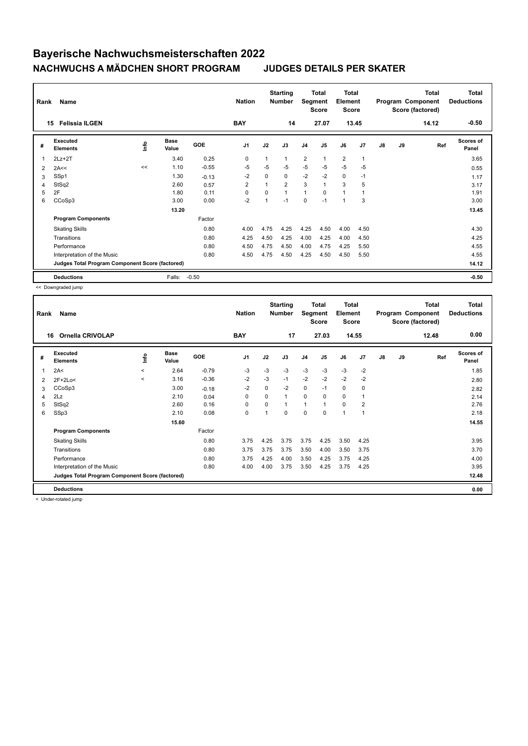# Bayerische Nachwuchsmeisterschaften 2022

## NACHWUCHS A MÄDCHEN SHORT PROGRAM JUDGES DETAILS PER SKATER

| Rank | Name | Nation | Starting Number | Total Segment Score | Total Element Score | Total Program Component Score (factored) | Total Deductions |
|---|---|---|---|---|---|---|---|
| 15 | Felissia ILGEN | BAY | 14 | 27.07 | 13.45 | 14.12 | -0.50 |

| # | Executed Elements | Info | Base Value | GOE | J1 | J2 | J3 | J4 | J5 | J6 | J7 | J8 | J9 | Ref | Scores of Panel |
|---|---|---|---|---|---|---|---|---|---|---|---|---|---|---|---|
| 1 | 2Lz+2T | | 3.40 | 0.25 | 0 | 1 | 1 | 2 | 1 | 2 | 1 | | | | 3.65 |
| 2 | 2A<< | << | 1.10 | -0.55 | -5 | -5 | -5 | -5 | -5 | -5 | -5 | | | | 0.55 |
| 3 | SSp1 | | 1.30 | -0.13 | -2 | 0 | 0 | -2 | -2 | 0 | -1 | | | | 1.17 |
| 4 | StSq2 | | 2.60 | 0.57 | 2 | 1 | 2 | 3 | 1 | 3 | 5 | | | | 3.17 |
| 5 | 2F | | 1.80 | 0.11 | 0 | 0 | 1 | 1 | 0 | 1 | 1 | | | | 1.91 |
| 6 | CCoSp3 | | 3.00 | 0.00 | -2 | 1 | -1 | 0 | -1 | 1 | 3 | | | | 3.00 |
| | | | 13.20 | | | | | | | | | | | | 13.45 |
| | **Program Components** | | | Factor | | | | | | | | | | | |
| | Skating Skills | | | 0.80 | 4.00 | 4.75 | 4.25 | 4.25 | 4.50 | 4.00 | 4.50 | | | | 4.30 |
| | Transitions | | | 0.80 | 4.25 | 4.50 | 4.25 | 4.00 | 4.25 | 4.00 | 4.50 | | | | 4.25 |
| | Performance | | | 0.80 | 4.50 | 4.75 | 4.50 | 4.00 | 4.75 | 4.25 | 5.50 | | | | 4.55 |
| | Interpretation of the Music | | | 0.80 | 4.50 | 4.75 | 4.50 | 4.25 | 4.50 | 4.50 | 5.50 | | | | 4.55 |
| | **Judges Total Program Component Score (factored)** | | | | | | | | | | | | | | 14.12 |
| | **Deductions** | | Falls: | -0.50 | | | | | | | | | | | -0.50 |

<< Downgraded jump

| Rank | Name | Nation | Starting Number | Total Segment Score | Total Element Score | Total Program Component Score (factored) | Total Deductions |
|---|---|---|---|---|---|---|---|
| 16 | Ornella CRIVOLAP | BAY | 17 | 27.03 | 14.55 | 12.48 | 0.00 |

| # | Executed Elements | Info | Base Value | GOE | J1 | J2 | J3 | J4 | J5 | J6 | J7 | J8 | J9 | Ref | Scores of Panel |
|---|---|---|---|---|---|---|---|---|---|---|---|---|---|---|---|
| 1 | 2A< | < | 2.64 | -0.79 | -3 | -3 | -3 | -3 | -3 | -3 | -2 | | | | 1.85 |
| 2 | 2F+2Lo< | < | 3.16 | -0.36 | -2 | -3 | -1 | -2 | -2 | -2 | -2 | | | | 2.80 |
| 3 | CCoSp3 | | 3.00 | -0.18 | -2 | 0 | -2 | 0 | -1 | 0 | 0 | | | | 2.82 |
| 4 | 2Lz | | 2.10 | 0.04 | 0 | 0 | 1 | 0 | 0 | 0 | 1 | | | | 2.14 |
| 5 | StSq2 | | 2.60 | 0.16 | 0 | 0 | 1 | 1 | 1 | 0 | 2 | | | | 2.76 |
| 6 | SSp3 | | 2.10 | 0.08 | 0 | 1 | 0 | 0 | 0 | 1 | 1 | | | | 2.18 |
| | | | 15.60 | | | | | | | | | | | | 14.55 |
| | **Program Components** | | | Factor | | | | | | | | | | | |
| | Skating Skills | | | 0.80 | 3.75 | 4.25 | 3.75 | 3.75 | 4.25 | 3.50 | 4.25 | | | | 3.95 |
| | Transitions | | | 0.80 | 3.75 | 3.75 | 3.75 | 3.50 | 4.00 | 3.50 | 3.75 | | | | 3.70 |
| | Performance | | | 0.80 | 3.75 | 4.25 | 4.00 | 3.50 | 4.25 | 3.75 | 4.25 | | | | 4.00 |
| | Interpretation of the Music | | | 0.80 | 4.00 | 4.00 | 3.75 | 3.50 | 4.25 | 3.75 | 4.25 | | | | 3.95 |
| | **Judges Total Program Component Score (factored)** | | | | | | | | | | | | | | 12.48 |
| | **Deductions** | | | | | | | | | | | | | | 0.00 |

< Under-rotated jump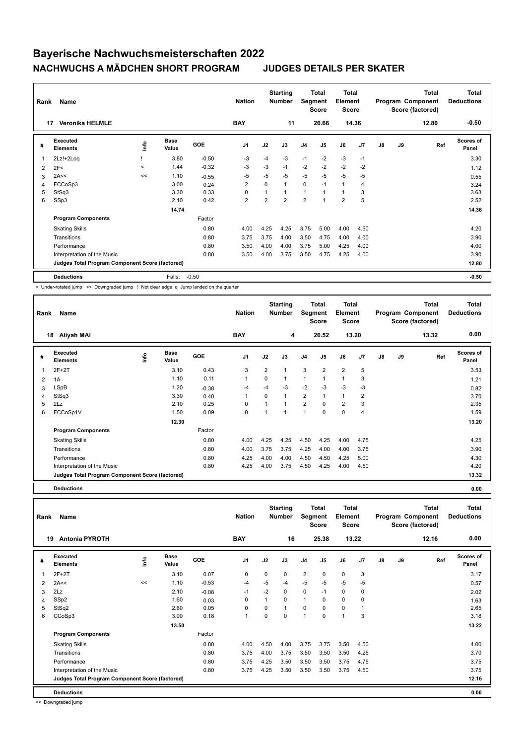# Bayerische Nachwuchsmeisterschaften 2022

## NACHWUCHS A MÄDCHEN SHORT PROGRAM JUDGES DETAILS PER SKATER

| Rank | Name | Nation | Starting Number | Total Segment Score | Total Element Score | Total Program Component Score (factored) | Total Deductions |
|---|---|---|---|---|---|---|---|
| 17 | Veronika HELMLE | BAY | 11 | 26.66 | 14.36 | 12.80 | -0.50 |

| # | Executed Elements | Info | Base Value | GOE | J1 | J2 | J3 | J4 | J5 | J6 | J7 | J8 | J9 | Ref | Scores of Panel |
|---|---|---|---|---|---|---|---|---|---|---|---|---|---|---|---|
| 1 | 2Lz!+2Loq | ! | 3.80 | -0.50 | -3 | -4 | -3 | -1 | -2 | -3 | -1 | | | | 3.30 |
| 2 | 2F< | < | 1.44 | -0.32 | -3 | -3 | -1 | -2 | -2 | -2 | -2 | | | | 1.12 |
| 3 | 2A<< | << | 1.10 | -0.55 | -5 | -5 | -5 | -5 | -5 | -5 | -5 | | | | 0.55 |
| 4 | FCCoSp3 | | 3.00 | 0.24 | 2 | 0 | 1 | 0 | -1 | 1 | 4 | | | | 3.24 |
| 5 | StSq3 | | 3.30 | 0.33 | 0 | 1 | 1 | 1 | 1 | 1 | 3 | | | | 3.63 |
| 6 | SSp3 | | 2.10 | 0.42 | 2 | 2 | 2 | 2 | 1 | 2 | 5 | | | | 2.52 |
| | | | 14.74 | | | | | | | | | | | | 14.36 |
| | **Program Components** | | | Factor | | | | | | | | | | | |
| | Skating Skills | | | 0.80 | 4.00 | 4.25 | 4.25 | 3.75 | 5.00 | 4.00 | 4.50 | | | | 4.20 |
| | Transitions | | | 0.80 | 3.75 | 3.75 | 4.00 | 3.50 | 4.75 | 4.00 | 4.00 | | | | 3.90 |
| | Performance | | | 0.80 | 3.50 | 4.00 | 4.00 | 3.75 | 5.00 | 4.25 | 4.00 | | | | 4.00 |
| | Interpretation of the Music | | | 0.80 | 3.50 | 4.00 | 3.75 | 3.50 | 4.75 | 4.25 | 4.00 | | | | 3.90 |
| | **Judges Total Program Component Score (factored)** | | | | | | | | | | | | | | 12.80 |
| | **Deductions** | | Falls: | -0.50 | | | | | | | | | | | -0.50 |

< Under-rotated jump << Downgraded jump ! Not clear edge q Jump landed on the quarter

| Rank | Name | Nation | Starting Number | Total Segment Score | Total Element Score | Total Program Component Score (factored) | Total Deductions |
|---|---|---|---|---|---|---|---|
| 18 | Aliyah MAI | BAY | 4 | 26.52 | 13.20 | 13.32 | 0.00 |

| # | Executed Elements | Info | Base Value | GOE | J1 | J2 | J3 | J4 | J5 | J6 | J7 | J8 | J9 | Ref | Scores of Panel |
|---|---|---|---|---|---|---|---|---|---|---|---|---|---|---|---|
| 1 | 2F+2T | | 3.10 | 0.43 | 3 | 2 | 1 | 3 | 2 | 2 | 5 | | | | 3.53 |
| 2 | 1A | | 1.10 | 0.11 | 1 | 0 | 1 | 1 | 1 | 1 | 3 | | | | 1.21 |
| 3 | LSpB | | 1.20 | -0.38 | -4 | -4 | -3 | -2 | -3 | -3 | -3 | | | | 0.82 |
| 4 | StSq3 | | 3.30 | 0.40 | 1 | 0 | 1 | 2 | 1 | 1 | 2 | | | | 3.70 |
| 5 | 2Lz | | 2.10 | 0.25 | 0 | 1 | 1 | 2 | 0 | 2 | 3 | | | | 2.35 |
| 6 | FCCoSp1V | | 1.50 | 0.09 | 0 | 1 | 1 | 1 | 0 | 0 | 4 | | | | 1.59 |
| | | | 12.30 | | | | | | | | | | | | 13.20 |
| | **Program Components** | | | Factor | | | | | | | | | | | |
| | Skating Skills | | | 0.80 | 4.00 | 4.25 | 4.25 | 4.50 | 4.25 | 4.00 | 4.75 | | | | 4.25 |
| | Transitions | | | 0.80 | 4.00 | 3.75 | 3.75 | 4.25 | 4.00 | 4.00 | 3.75 | | | | 3.90 |
| | Performance | | | 0.80 | 4.25 | 4.00 | 4.00 | 4.50 | 4.50 | 4.25 | 5.00 | | | | 4.30 |
| | Interpretation of the Music | | | 0.80 | 4.25 | 4.00 | 3.75 | 4.50 | 4.25 | 4.00 | 4.50 | | | | 4.20 |
| | **Judges Total Program Component Score (factored)** | | | | | | | | | | | | | | 13.32 |
| | **Deductions** | | | | | | | | | | | | | | 0.00 |

| Rank | Name | Nation | Starting Number | Total Segment Score | Total Element Score | Total Program Component Score (factored) | Total Deductions |
|---|---|---|---|---|---|---|---|
| 19 | Antonia PYROTH | BAY | 16 | 25.38 | 13.22 | 12.16 | 0.00 |

| # | Executed Elements | Info | Base Value | GOE | J1 | J2 | J3 | J4 | J5 | J6 | J7 | J8 | J9 | Ref | Scores of Panel |
|---|---|---|---|---|---|---|---|---|---|---|---|---|---|---|---|
| 1 | 2F+2T | | 3.10 | 0.07 | 0 | 0 | 0 | 2 | 0 | 0 | 3 | | | | 3.17 |
| 2 | 2A<< | << | 1.10 | -0.53 | -4 | -5 | -4 | -5 | -5 | -5 | -5 | | | | 0.57 |
| 3 | 2Lz | | 2.10 | -0.08 | -1 | -2 | 0 | 0 | -1 | 0 | 0 | | | | 2.02 |
| 4 | SSp2 | | 1.60 | 0.03 | 0 | 1 | 0 | 1 | 0 | 0 | 0 | | | | 1.63 |
| 5 | StSq2 | | 2.60 | 0.05 | 0 | 0 | 1 | 0 | 0 | 0 | 1 | | | | 2.65 |
| 6 | CCoSp3 | | 3.00 | 0.18 | 1 | 0 | 0 | 1 | 0 | 1 | 3 | | | | 3.18 |
| | | | 13.50 | | | | | | | | | | | | 13.22 |
| | **Program Components** | | | Factor | | | | | | | | | | | |
| | Skating Skills | | | 0.80 | 4.00 | 4.50 | 4.00 | 3.75 | 3.75 | 3.50 | 4.50 | | | | 4.00 |
| | Transitions | | | 0.80 | 3.75 | 4.00 | 3.75 | 3.50 | 3.50 | 3.50 | 4.25 | | | | 3.70 |
| | Performance | | | 0.80 | 3.75 | 4.25 | 3.50 | 3.50 | 3.50 | 3.75 | 4.75 | | | | 3.75 |
| | Interpretation of the Music | | | 0.80 | 3.75 | 4.25 | 3.50 | 3.50 | 3.50 | 3.75 | 4.50 | | | | 3.75 |
| | **Judges Total Program Component Score (factored)** | | | | | | | | | | | | | | 12.16 |
| | **Deductions** | | | | | | | | | | | | | | 0.00 |

<< Downgraded jump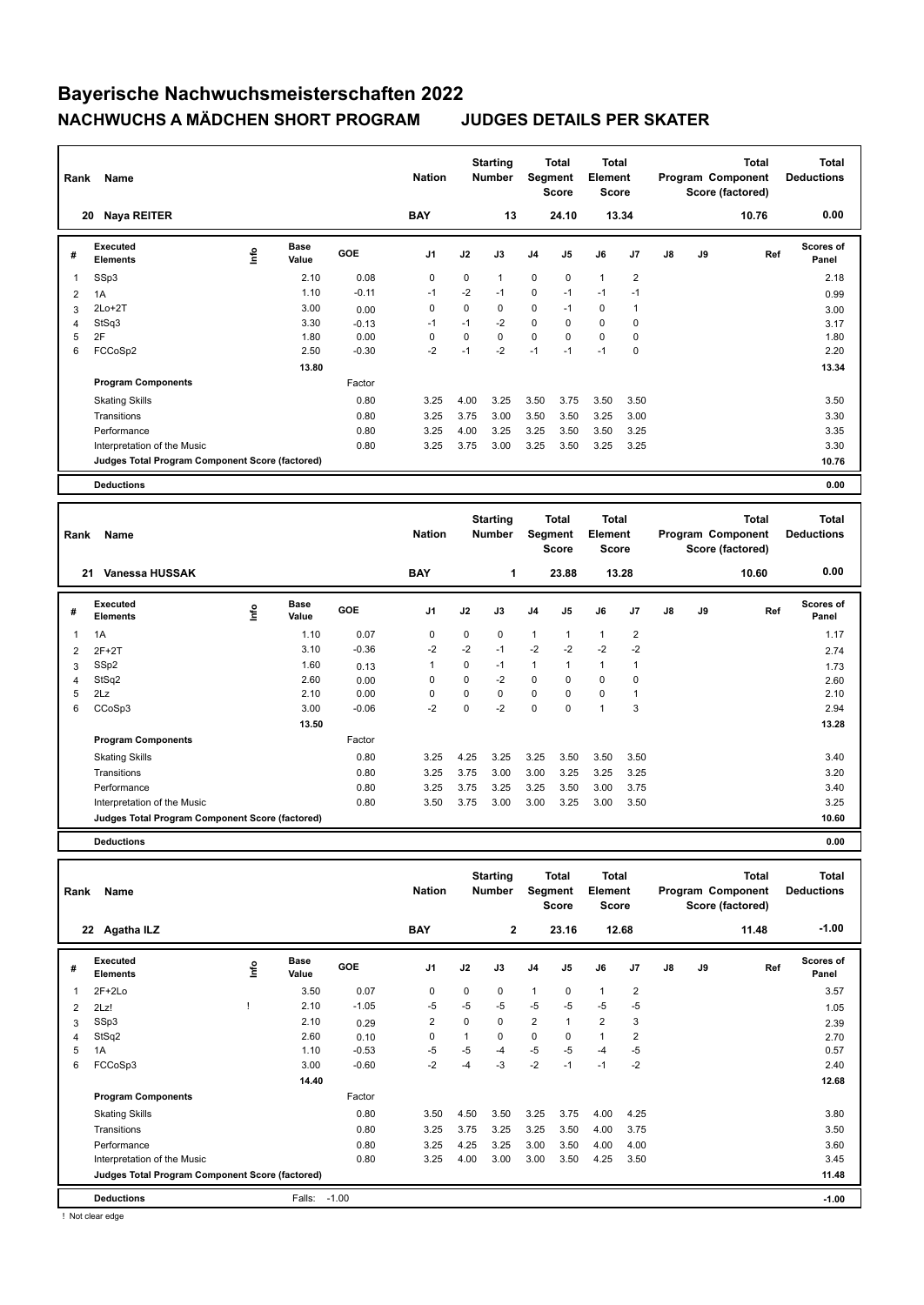# Bayerische Nachwuchsmeisterschaften 2022

## NACHWUCHS A MÄDCHEN SHORT PROGRAM JUDGES DETAILS PER SKATER

| Rank | Name | Nation | Starting Number | Total Segment Score | Total Element Score | Total Program Component Score (factored) | Total Deductions |
|---|---|---|---|---|---|---|---|
| 20 | Naya REITER | BAY | 13 | 24.10 | 13.34 | 10.76 | 0.00 |

| # | Executed Elements | Info | Base Value | GOE | J1 | J2 | J3 | J4 | J5 | J6 | J7 | J8 | J9 | Ref | Scores of Panel |
|---|---|---|---|---|---|---|---|---|---|---|---|---|---|---|---|
| 1 | SSp3 | | 2.10 | 0.08 | 0 | 0 | 1 | 0 | 0 | 1 | 2 | | | | 2.18 |
| 2 | 1A | | 1.10 | -0.11 | -1 | -2 | -1 | 0 | -1 | -1 | -1 | | | | 0.99 |
| 3 | 2Lo+2T | | 3.00 | 0.00 | 0 | 0 | 0 | 0 | -1 | 0 | 1 | | | | 3.00 |
| 4 | StSq3 | | 3.30 | -0.13 | -1 | -1 | -2 | 0 | 0 | 0 | 0 | | | | 3.17 |
| 5 | 2F | | 1.80 | 0.00 | 0 | 0 | 0 | 0 | 0 | 0 | 0 | | | | 1.80 |
| 6 | FCCoSp2 | | 2.50 | -0.30 | -2 | -1 | -2 | -1 | -1 | -1 | 0 | | | | 2.20 |
| | | | 13.80 | | | | | | | | | | | | 13.34 |
| | **Program Components** | | | Factor | | | | | | | | | | | |
| | Skating Skills | | | 0.80 | 3.25 | 4.00 | 3.25 | 3.50 | 3.75 | 3.50 | 3.50 | | | | 3.50 |
| | Transitions | | | 0.80 | 3.25 | 3.75 | 3.00 | 3.50 | 3.50 | 3.25 | 3.00 | | | | 3.30 |
| | Performance | | | 0.80 | 3.25 | 4.00 | 3.25 | 3.25 | 3.50 | 3.50 | 3.25 | | | | 3.35 |
| | Interpretation of the Music | | | 0.80 | 3.25 | 3.75 | 3.00 | 3.25 | 3.50 | 3.25 | 3.25 | | | | 3.30 |
| | **Judges Total Program Component Score (factored)** | | | | | | | | | | | | | | 10.76 |
| | **Deductions** | | | | | | | | | | | | | | 0.00 |

| Rank | Name | Nation | Starting Number | Total Segment Score | Total Element Score | Total Program Component Score (factored) | Total Deductions |
|---|---|---|---|---|---|---|---|
| 21 | Vanessa HUSSAK | BAY | 1 | 23.88 | 13.28 | 10.60 | 0.00 |

| # | Executed Elements | Info | Base Value | GOE | J1 | J2 | J3 | J4 | J5 | J6 | J7 | J8 | J9 | Ref | Scores of Panel |
|---|---|---|---|---|---|---|---|---|---|---|---|---|---|---|---|
| 1 | 1A | | 1.10 | 0.07 | 0 | 0 | 0 | 1 | 1 | 1 | 2 | | | | 1.17 |
| 2 | 2F+2T | | 3.10 | -0.36 | -2 | -2 | -1 | -2 | -2 | -2 | -2 | | | | 2.74 |
| 3 | SSp2 | | 1.60 | 0.13 | 1 | 0 | -1 | 1 | 1 | 1 | 1 | | | | 1.73 |
| 4 | StSq2 | | 2.60 | 0.00 | 0 | 0 | -2 | 0 | 0 | 0 | 0 | | | | 2.60 |
| 5 | 2Lz | | 2.10 | 0.00 | 0 | 0 | 0 | 0 | 0 | 0 | 1 | | | | 2.10 |
| 6 | CCoSp3 | | 3.00 | -0.06 | -2 | 0 | -2 | 0 | 0 | 1 | 3 | | | | 2.94 |
| | | | 13.50 | | | | | | | | | | | | 13.28 |
| | **Program Components** | | | Factor | | | | | | | | | | | |
| | Skating Skills | | | 0.80 | 3.25 | 4.25 | 3.25 | 3.25 | 3.50 | 3.50 | 3.50 | | | | 3.40 |
| | Transitions | | | 0.80 | 3.25 | 3.75 | 3.00 | 3.00 | 3.25 | 3.25 | 3.25 | | | | 3.20 |
| | Performance | | | 0.80 | 3.25 | 3.75 | 3.25 | 3.25 | 3.50 | 3.00 | 3.75 | | | | 3.40 |
| | Interpretation of the Music | | | 0.80 | 3.50 | 3.75 | 3.00 | 3.00 | 3.25 | 3.00 | 3.50 | | | | 3.25 |
| | **Judges Total Program Component Score (factored)** | | | | | | | | | | | | | | 10.60 |
| | **Deductions** | | | | | | | | | | | | | | 0.00 |

| Rank | Name | Nation | Starting Number | Total Segment Score | Total Element Score | Total Program Component Score (factored) | Total Deductions |
|---|---|---|---|---|---|---|---|
| 22 | Agatha ILZ | BAY | 2 | 23.16 | 12.68 | 11.48 | -1.00 |

| # | Executed Elements | Info | Base Value | GOE | J1 | J2 | J3 | J4 | J5 | J6 | J7 | J8 | J9 | Ref | Scores of Panel |
|---|---|---|---|---|---|---|---|---|---|---|---|---|---|---|---|
| 1 | 2F+2Lo | | 3.50 | 0.07 | 0 | 0 | 0 | 1 | 0 | 1 | 2 | | | | 3.57 |
| 2 | 2Lz! | ! | 2.10 | -1.05 | -5 | -5 | -5 | -5 | -5 | -5 | -5 | | | | 1.05 |
| 3 | SSp3 | | 2.10 | 0.29 | 2 | 0 | 0 | 2 | 1 | 2 | 3 | | | | 2.39 |
| 4 | StSq2 | | 2.60 | 0.10 | 0 | 1 | 0 | 0 | 0 | 1 | 2 | | | | 2.70 |
| 5 | 1A | | 1.10 | -0.53 | -5 | -5 | -4 | -5 | -5 | -4 | -5 | | | | 0.57 |
| 6 | FCCoSp3 | | 3.00 | -0.60 | -2 | -4 | -3 | -2 | -1 | -1 | -2 | | | | 2.40 |
| | | | 14.40 | | | | | | | | | | | | 12.68 |
| | **Program Components** | | | Factor | | | | | | | | | | | |
| | Skating Skills | | | 0.80 | 3.50 | 4.50 | 3.50 | 3.25 | 3.75 | 4.00 | 4.25 | | | | 3.80 |
| | Transitions | | | 0.80 | 3.25 | 3.75 | 3.25 | 3.25 | 3.50 | 4.00 | 3.75 | | | | 3.50 |
| | Performance | | | 0.80 | 3.25 | 4.25 | 3.25 | 3.00 | 3.50 | 4.00 | 4.00 | | | | 3.60 |
| | Interpretation of the Music | | | 0.80 | 3.25 | 4.00 | 3.00 | 3.00 | 3.50 | 4.25 | 3.50 | | | | 3.45 |
| | **Judges Total Program Component Score (factored)** | | | | | | | | | | | | | | 11.48 |
| | **Deductions** | Falls: -1.00 | | | | | | | | | | | | | -1.00 |

! Not clear edge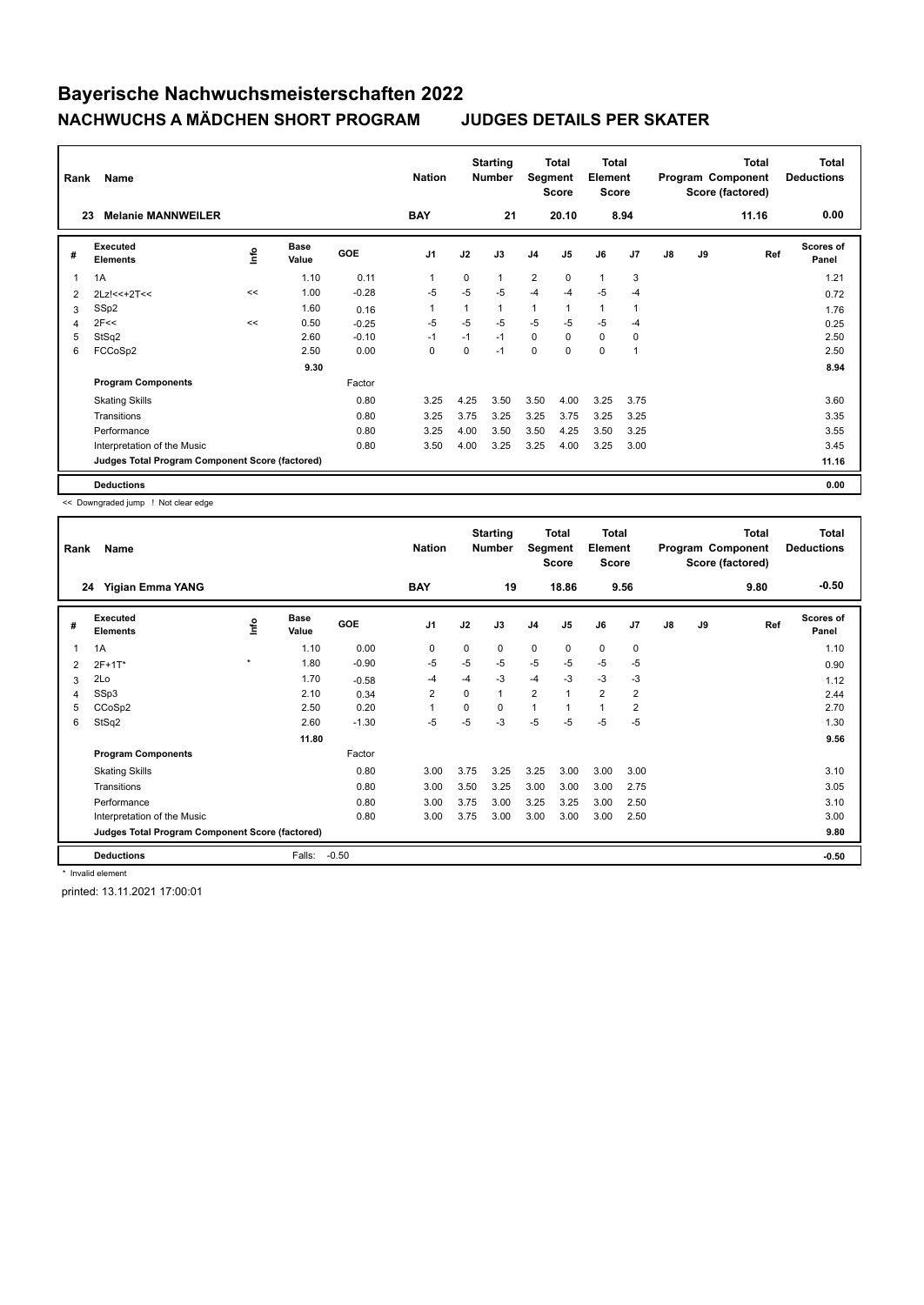# Bayerische Nachwuchsmeisterschaften 2022

## NACHWUCHS A MÄDCHEN SHORT PROGRAM JUDGES DETAILS PER SKATER

| Rank | Name | Nation | Starting Number | Total Segment Score | Total Element Score | Total Program Component Score (factored) | Total Deductions |
|---|---|---|---|---|---|---|---|
| 23 | Melanie MANNWEILER | BAY | 21 | 20.10 | 8.94 | 11.16 | 0.00 |

| # | Executed Elements | Info | Base Value | GOE | J1 | J2 | J3 | J4 | J5 | J6 | J7 | J8 | J9 | Ref | Scores of Panel |
|---|---|---|---|---|---|---|---|---|---|---|---|---|---|---|---|
| 1 | 1A | | 1.10 | 0.11 | 1 | 0 | 1 | 2 | 0 | 1 | 3 | | | | 1.21 |
| 2 | 2Lz!<<+2T<< | << | 1.00 | -0.28 | -5 | -5 | -5 | -4 | -4 | -5 | -4 | | | | 0.72 |
| 3 | SSp2 | | 1.60 | 0.16 | 1 | 1 | 1 | 1 | 1 | 1 | 1 | | | | 1.76 |
| 4 | 2F<< | << | 0.50 | -0.25 | -5 | -5 | -5 | -5 | -5 | -5 | -4 | | | | 0.25 |
| 5 | StSq2 | | 2.60 | -0.10 | -1 | -1 | -1 | 0 | 0 | 0 | 0 | | | | 2.50 |
| 6 | FCCoSp2 | | 2.50 | 0.00 | 0 | 0 | -1 | 0 | 0 | 0 | 1 | | | | 2.50 |
| | | | 9.30 | | | | | | | | | | | | 8.94 |
| | **Program Components** | | | Factor | | | | | | | | | | | |
| | Skating Skills | | | 0.80 | 3.25 | 4.25 | 3.50 | 3.50 | 4.00 | 3.25 | 3.75 | | | | 3.60 |
| | Transitions | | | 0.80 | 3.25 | 3.75 | 3.25 | 3.25 | 3.75 | 3.25 | 3.25 | | | | 3.35 |
| | Performance | | | 0.80 | 3.25 | 4.00 | 3.50 | 3.50 | 4.25 | 3.50 | 3.25 | | | | 3.55 |
| | Interpretation of the Music | | | 0.80 | 3.50 | 4.00 | 3.25 | 3.25 | 4.00 | 3.25 | 3.00 | | | | 3.45 |
| | **Judges Total Program Component Score (factored)** | | | | | | | | | | | | | | 11.16 |
| | **Deductions** | | | | | | | | | | | | | | 0.00 |

<< Downgraded jump ! Not clear edge

| Rank | Name | Nation | Starting Number | Total Segment Score | Total Element Score | Total Program Component Score (factored) | Total Deductions |
|---|---|---|---|---|---|---|---|
| 24 | Yigian Emma YANG | BAY | 19 | 18.86 | 9.56 | 9.80 | -0.50 |

| # | Executed Elements | Info | Base Value | GOE | J1 | J2 | J3 | J4 | J5 | J6 | J7 | J8 | J9 | Ref | Scores of Panel |
|---|---|---|---|---|---|---|---|---|---|---|---|---|---|---|---|
| 1 | 1A | | 1.10 | 0.00 | 0 | 0 | 0 | 0 | 0 | 0 | 0 | | | | 1.10 |
| 2 | 2F+1T* | * | 1.80 | -0.90 | -5 | -5 | -5 | -5 | -5 | -5 | -5 | | | | 0.90 |
| 3 | 2Lo | | 1.70 | -0.58 | -4 | -4 | -3 | -4 | -3 | -3 | -3 | | | | 1.12 |
| 4 | SSp3 | | 2.10 | 0.34 | 2 | 0 | 1 | 2 | 1 | 2 | 2 | | | | 2.44 |
| 5 | CCoSp2 | | 2.50 | 0.20 | 1 | 0 | 0 | 1 | 1 | 1 | 2 | | | | 2.70 |
| 6 | StSq2 | | 2.60 | -1.30 | -5 | -5 | -3 | -5 | -5 | -5 | -5 | | | | 1.30 |
| | | | 11.80 | | | | | | | | | | | | 9.56 |
| | **Program Components** | | | Factor | | | | | | | | | | | |
| | Skating Skills | | | 0.80 | 3.00 | 3.75 | 3.25 | 3.25 | 3.00 | 3.00 | 3.00 | | | | 3.10 |
| | Transitions | | | 0.80 | 3.00 | 3.50 | 3.25 | 3.00 | 3.00 | 3.00 | 2.75 | | | | 3.05 |
| | Performance | | | 0.80 | 3.00 | 3.75 | 3.00 | 3.25 | 3.25 | 3.00 | 2.50 | | | | 3.10 |
| | Interpretation of the Music | | | 0.80 | 3.00 | 3.75 | 3.00 | 3.00 | 3.00 | 3.00 | 2.50 | | | | 3.00 |
| | **Judges Total Program Component Score (factored)** | | | | | | | | | | | | | | 9.80 |
| | **Deductions** | | Falls: | -0.50 | | | | | | | | | | | -0.50 |

\* Invalid element

printed: 13.11.2021 17:00:01